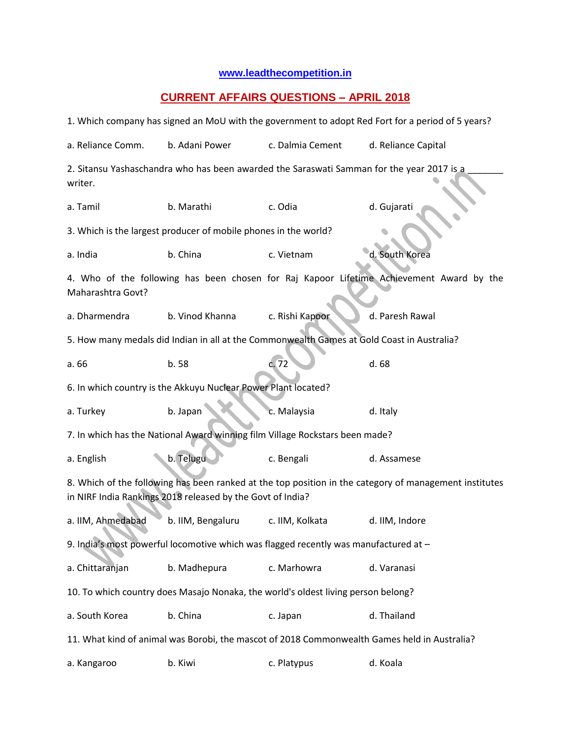**www.leadthecompetition.in**

## CURRENT AFFAIRS QUESTIONS – APRIL 2018

1. Which company has signed an MoU with the government to adopt Red Fort for a period of 5 years?

a. Reliance Comm. b. Adani Power c. Dalmia Cement d. Reliance Capital

2. Sitansu Yashaschandra who has been awarded the Saraswati Samman for the year 2017 is a _______ writer.

a. Tamil b. Marathi c. Odia d. Gujarati

3. Which is the largest producer of mobile phones in the world?

a. India b. China c. Vietnam d. South Korea

4. Who of the following has been chosen for Raj Kapoor Lifetime Achievement Award by the Maharashtra Govt?

a. Dharmendra b. Vinod Khanna c. Rishi Kapoor d. Paresh Rawal

5. How many medals did Indian in all at the Commonwealth Games at Gold Coast in Australia?

a. 66 b. 58 c. 72 d. 68

6. In which country is the Akkuyu Nuclear Power Plant located?

a. Turkey b. Japan c. Malaysia d. Italy

7. In which has the National Award winning film Village Rockstars been made?

a. English b. Telugu c. Bengali d. Assamese

8. Which of the following has been ranked at the top position in the category of management institutes in NIRF India Rankings 2018 released by the Govt of India?

a. IIM, Ahmedabad b. IIM, Bengaluru c. IIM, Kolkata d. IIM, Indore

9. India's most powerful locomotive which was flagged recently was manufactured at –

a. Chittaranjan b. Madhepura c. Marhowra d. Varanasi

10. To which country does Masajo Nonaka, the world's oldest living person belong?

a. South Korea b. China c. Japan d. Thailand

11. What kind of animal was Borobi, the mascot of 2018 Commonwealth Games held in Australia?

a. Kangaroo b. Kiwi c. Platypus d. Koala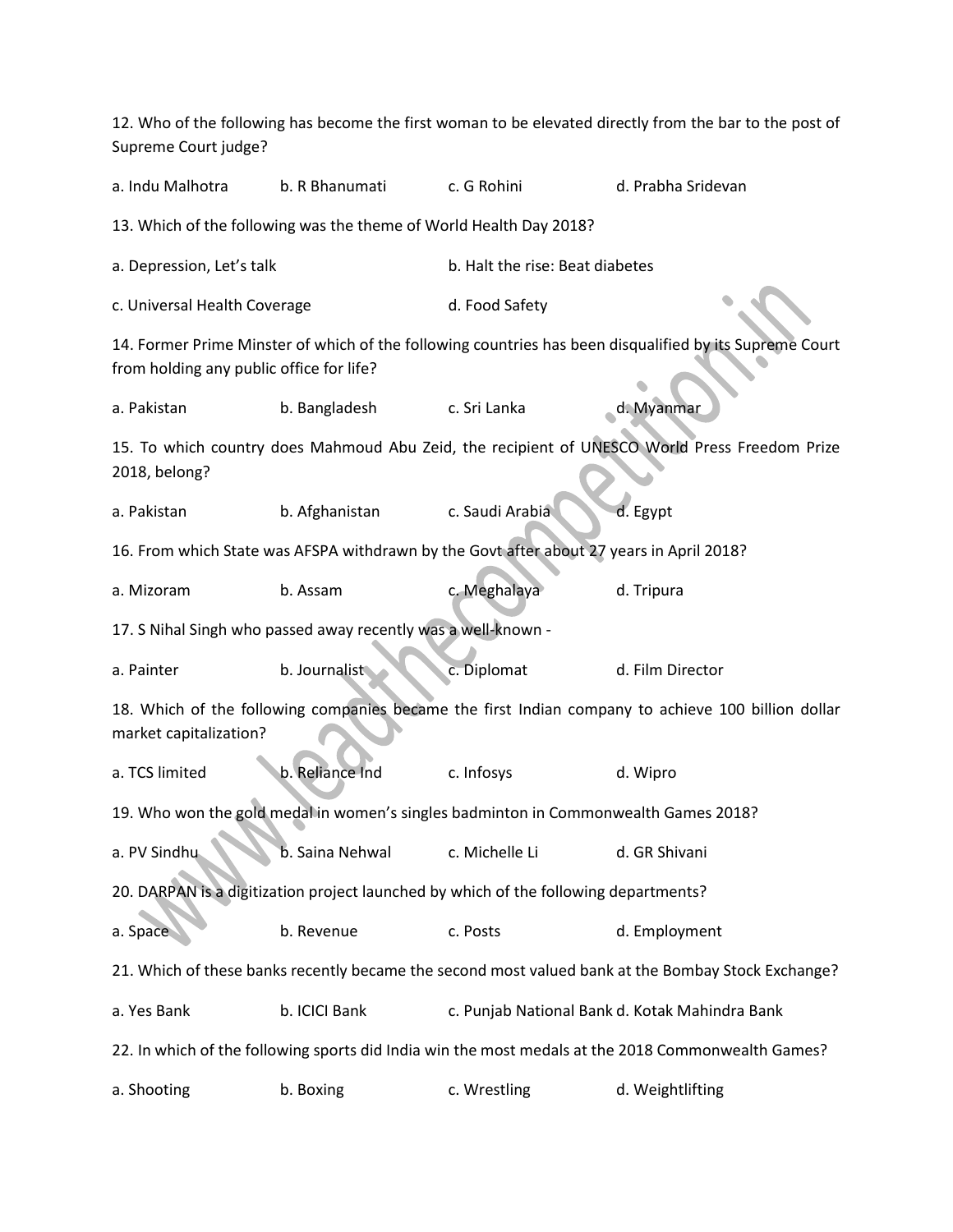12. Who of the following has become the first woman to be elevated directly from the bar to the post of Supreme Court judge?

a. Indu Malhotra b. R Bhanumati c. G Rohini d. Prabha Sridevan

13. Which of the following was the theme of World Health Day 2018?

a. Depression, Let's talk b. Halt the rise: Beat diabetes

c. Universal Health Coverage d. Food Safety

14. Former Prime Minster of which of the following countries has been disqualified by its Supreme Court from holding any public office for life?

a. Pakistan b. Bangladesh c. Sri Lanka d. Myanmar

15. To which country does Mahmoud Abu Zeid, the recipient of UNESCO World Press Freedom Prize 2018, belong?

a. Pakistan b. Afghanistan c. Saudi Arabia d. Egypt

16. From which State was AFSPA withdrawn by the Govt after about 27 years in April 2018?

a. Mizoram b. Assam c. Meghalaya d. Tripura

17. S Nihal Singh who passed away recently was a well-known -

a. Painter b. Journalist c. Diplomat d. Film Director

18. Which of the following companies became the first Indian company to achieve 100 billion dollar market capitalization?

a. TCS limited b. Reliance Ind c. Infosys d. Wipro

19. Who won the gold medal in women's singles badminton in Commonwealth Games 2018?

a. PV Sindhu b. Saina Nehwal c. Michelle Li d. GR Shivani

20. DARPAN is a digitization project launched by which of the following departments?

a. Space b. Revenue c. Posts d. Employment

21. Which of these banks recently became the second most valued bank at the Bombay Stock Exchange?

a. Yes Bank b. ICICI Bank c. Punjab National Bank d. Kotak Mahindra Bank

22. In which of the following sports did India win the most medals at the 2018 Commonwealth Games?

a. Shooting b. Boxing c. Wrestling d. Weightlifting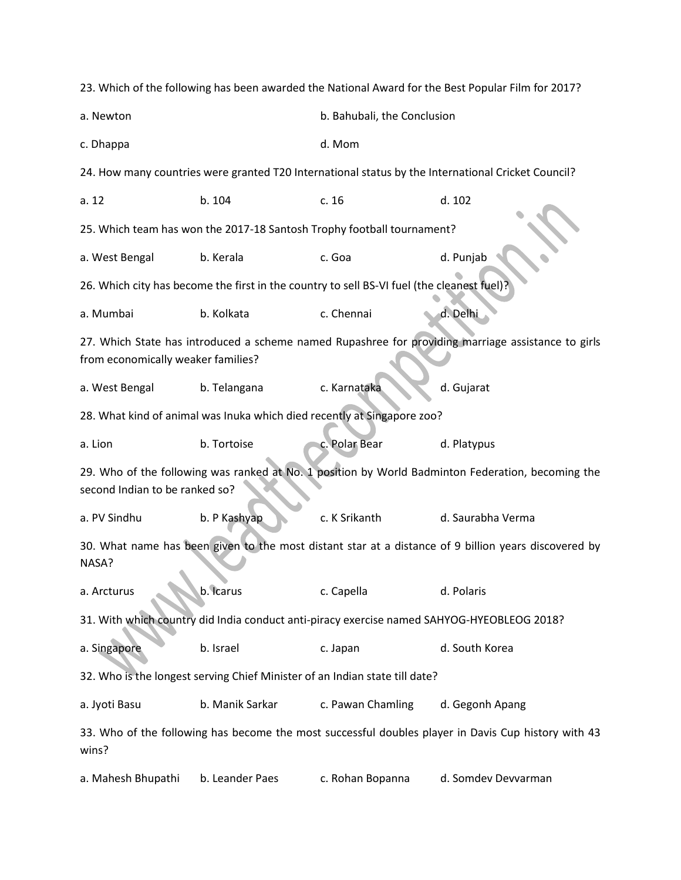23. Which of the following has been awarded the National Award for the Best Popular Film for 2017?

a. Newton

b. Bahubali, the Conclusion

c. Dhappa

d. Mom

24. How many countries were granted T20 International status by the International Cricket Council?

a. 12

b. 104

c. 16

d. 102

25. Which team has won the 2017-18 Santosh Trophy football tournament?

a. West Bengal

b. Kerala

c. Goa

d. Punjab

26. Which city has become the first in the country to sell BS-VI fuel (the cleanest fuel)?

a. Mumbai

b. Kolkata

c. Chennai

d. Delhi

27. Which State has introduced a scheme named Rupashree for providing marriage assistance to girls from economically weaker families?

a. West Bengal

b. Telangana

c. Karnataka

d. Gujarat

28. What kind of animal was Inuka which died recently at Singapore zoo?

a. Lion

b. Tortoise

c. Polar Bear

d. Platypus

29. Who of the following was ranked at No. 1 position by World Badminton Federation, becoming the second Indian to be ranked so?

a. PV Sindhu

b. P Kashyap

c. K Srikanth

d. Saurabha Verma

30. What name has been given to the most distant star at a distance of 9 billion years discovered by NASA?

a. Arcturus

b. Icarus

c. Capella

d. Polaris

31. With which country did India conduct anti-piracy exercise named SAHYOG-HYEOBLEOG 2018?

a. Singapore

b. Israel

c. Japan

d. South Korea

32. Who is the longest serving Chief Minister of an Indian state till date?

a. Jyoti Basu

b. Manik Sarkar

c. Pawan Chamling

d. Gegonh Apang

33. Who of the following has become the most successful doubles player in Davis Cup history with 43 wins?

a. Mahesh Bhupathi

b. Leander Paes

c. Rohan Bopanna

d. Somdev Devvarman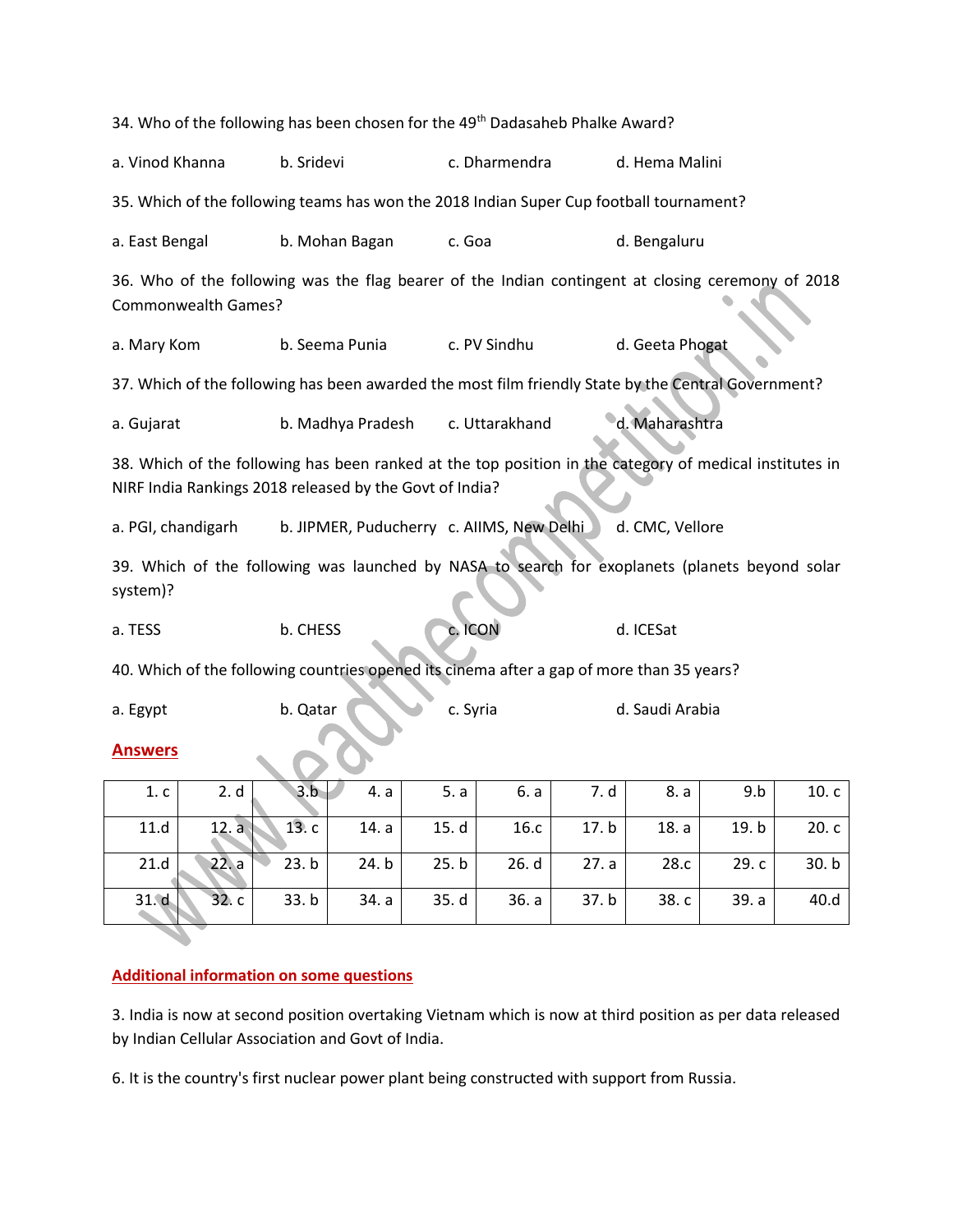34. Who of the following has been chosen for the 49th Dadasaheb Phalke Award?

a. Vinod Khanna b. Sridevi c. Dharmendra d. Hema Malini

35. Which of the following teams has won the 2018 Indian Super Cup football tournament?

a. East Bengal b. Mohan Bagan c. Goa d. Bengaluru

36. Who of the following was the flag bearer of the Indian contingent at closing ceremony of 2018 Commonwealth Games?

a. Mary Kom b. Seema Punia c. PV Sindhu d. Geeta Phogat

37. Which of the following has been awarded the most film friendly State by the Central Government?

a. Gujarat b. Madhya Pradesh c. Uttarakhand d. Maharashtra

38. Which of the following has been ranked at the top position in the category of medical institutes in NIRF India Rankings 2018 released by the Govt of India?

a. PGI, chandigarh b. JIPMER, Puducherry c. AIIMS, New Delhi d. CMC, Vellore

39. Which of the following was launched by NASA to search for exoplanets (planets beyond solar system)?

a. TESS b. CHESS c. ICON d. ICESat

40. Which of the following countries opened its cinema after a gap of more than 35 years?

a. Egypt b. Qatar c. Syria d. Saudi Arabia

## Answers

| | | | | | | | | | |
|---|---|---|---|---|---|---|---|---|---|
| 1. c | 2. d | 3.b | 4. a | 5. a | 6. a | 7. d | 8. a | 9.b | 10. c |
| 11.d | 12. a | 13. c | 14. a | 15. d | 16.c | 17. b | 18. a | 19. b | 20. c |
| 21.d | 22. a | 23. b | 24. b | 25. b | 26. d | 27. a | 28.c | 29. c | 30. b |
| 31. d | 32. c | 33. b | 34. a | 35. d | 36. a | 37. b | 38. c | 39. a | 40.d |

## Additional information on some questions

3. India is now at second position overtaking Vietnam which is now at third position as per data released by Indian Cellular Association and Govt of India.

6. It is the country's first nuclear power plant being constructed with support from Russia.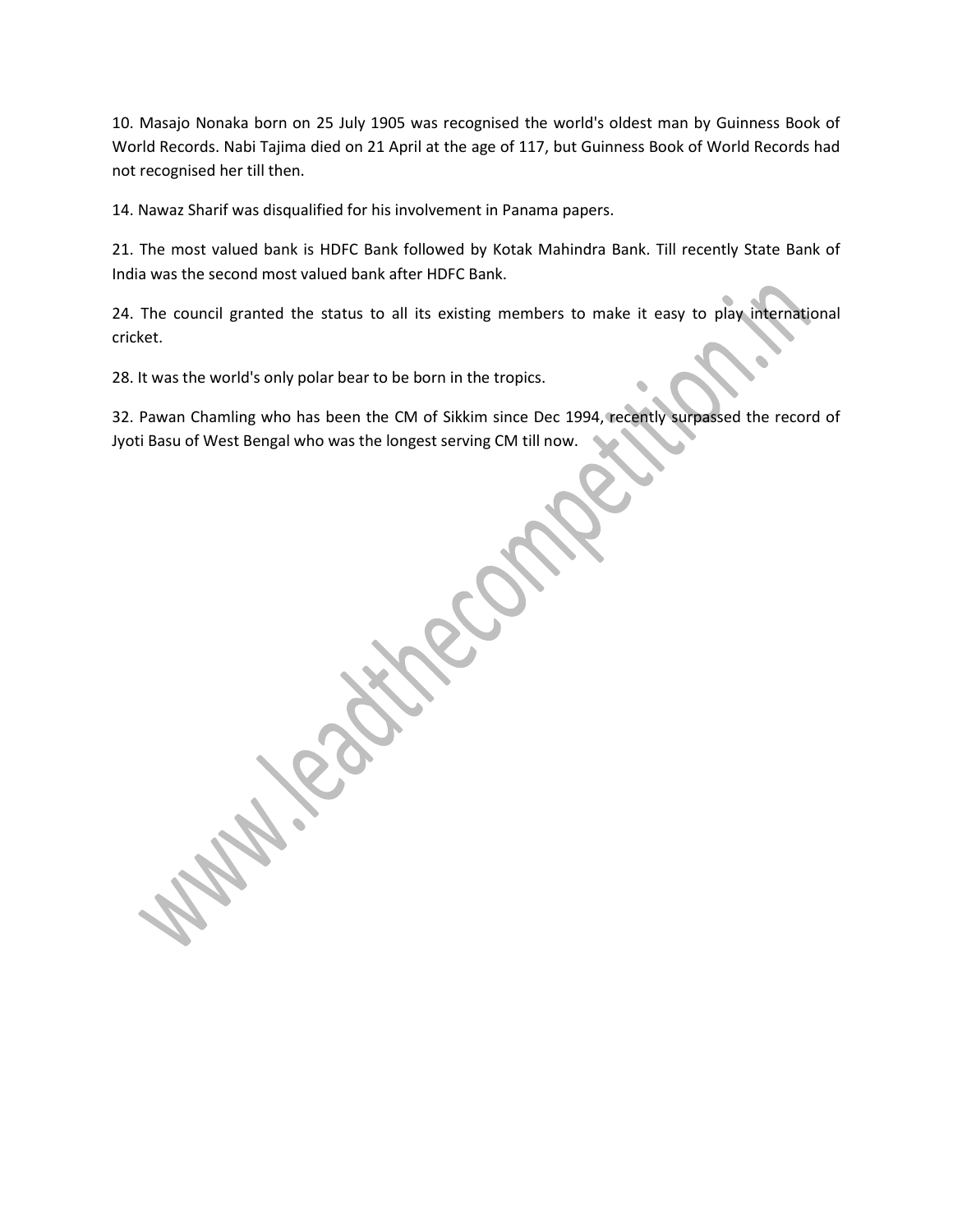10. Masajo Nonaka born on 25 July 1905 was recognised the world's oldest man by Guinness Book of World Records. Nabi Tajima died on 21 April at the age of 117, but Guinness Book of World Records had not recognised her till then.

14. Nawaz Sharif was disqualified for his involvement in Panama papers.

21. The most valued bank is HDFC Bank followed by Kotak Mahindra Bank. Till recently State Bank of India was the second most valued bank after HDFC Bank.

24. The council granted the status to all its existing members to make it easy to play international cricket.

28. It was the world's only polar bear to be born in the tropics.

32. Pawan Chamling who has been the CM of Sikkim since Dec 1994, recently surpassed the record of Jyoti Basu of West Bengal who was the longest serving CM till now.